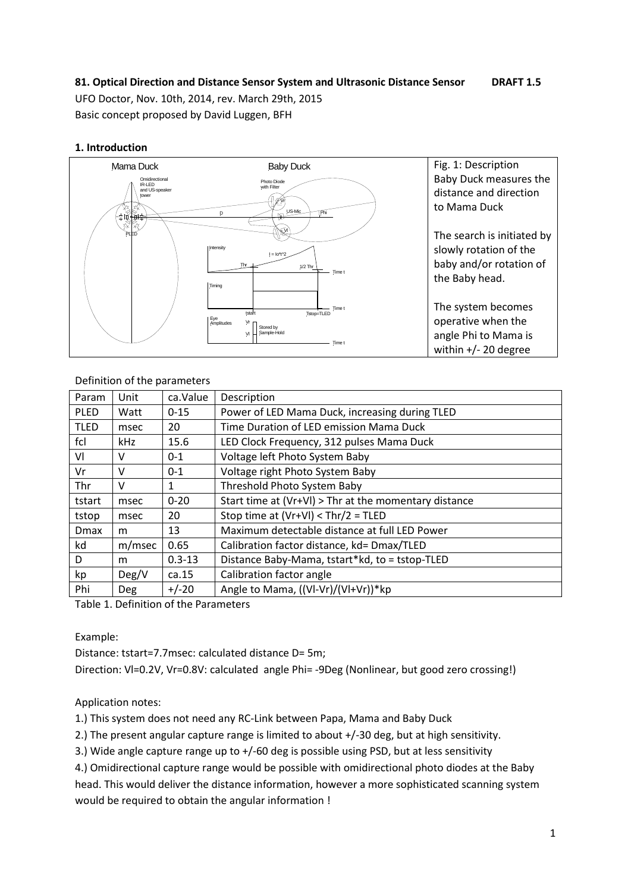**81. Optical Direction and Distance Sensor System and Ultrasonic Distance Sensor DRAFT 1.5**

UFO Doctor, Nov. 10th, 2014, rev. March 29th, 2015

Basic concept proposed by David Luggen, BFH

## 1. Introduction

Fig. 1: Description
Baby Duck measures the distance and direction to Mama Duck

The search is initiated by slowly rotation of the baby and/or rotation of the Baby head.

The system becomes operative when the angle Phi to Mama is within +/- 20 degree

Definition of the parameters

| Param | Unit | ca.Value | Description |
|---|---|---|---|
| PLED | Watt | 0-15 | Power of LED Mama Duck, increasing during TLED |
| TLED | msec | 20 | Time Duration of LED emission Mama Duck |
| fcl | kHz | 15.6 | LED Clock Frequency, 312 pulses Mama Duck |
| Vl | V | 0-1 | Voltage left Photo System Baby |
| Vr | V | 0-1 | Voltage right Photo System Baby |
| Thr | V | 1 | Threshold Photo System Baby |
| tstart | msec | 0-20 | Start time at (Vr+Vl) > Thr at the momentary distance |
| tstop | msec | 20 | Stop time at (Vr+Vl) < Thr/2 = TLED |
| Dmax | m | 13 | Maximum detectable distance at full LED Power |
| kd | m/msec | 0.65 | Calibration factor distance, kd= Dmax/TLED |
| D | m | 0.3-13 | Distance Baby-Mama, tstart*kd, to = tstop-TLED |
| kp | Deg/V | ca.15 | Calibration factor angle |
| Phi | Deg | +/-20 | Angle to Mama, ((Vl-Vr)/(Vl+Vr))*kp |

Table 1. Definition of the Parameters

Example:

Distance: tstart=7.7msec: calculated distance D= 5m;

Direction: Vl=0.2V, Vr=0.8V: calculated angle Phi= -9Deg (Nonlinear, but good zero crossing!)

Application notes:

1.) This system does not need any RC-Link between Papa, Mama and Baby Duck

2.) The present angular capture range is limited to about +/-30 deg, but at high sensitivity.

3.) Wide angle capture range up to +/-60 deg is possible using PSD, but at less sensitivity

4.) Omidirectional capture range would be possible with omidirectional photo diodes at the Baby head. This would deliver the distance information, however a more sophisticated scanning system would be required to obtain the angular information !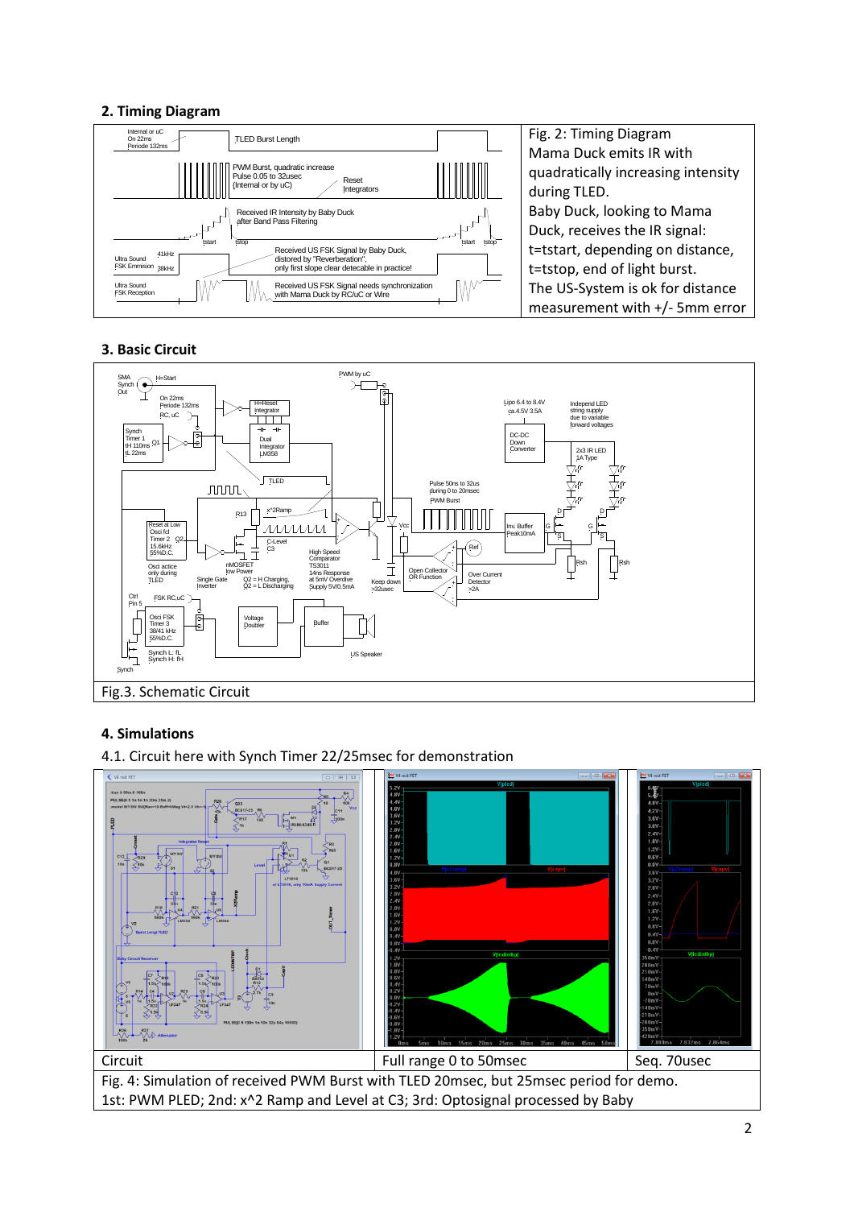## 2. Timing Diagram

Fig. 2: Timing Diagram
Mama Duck emits IR with quadratically increasing intensity during TLED.
Baby Duck, looking to Mama Duck, receives the IR signal:
t=tstart, depending on distance,
t=tstop, end of light burst.
The US-System is ok for distance measurement with +/- 5mm error

## 3. Basic Circuit

Fig.3. Schematic Circuit

## 4. Simulations

4.1. Circuit here with Synch Timer 22/25msec for demonstration

| Circuit | Full range 0 to 50msec | Seq. 70usec |
|---|---|---|

Fig. 4: Simulation of received PWM Burst with TLED 20msec, but 25msec period for demo.
1st: PWM PLED; 2nd: $x^2$ Ramp and Level at C3; 3rd: Optosignal processed by Baby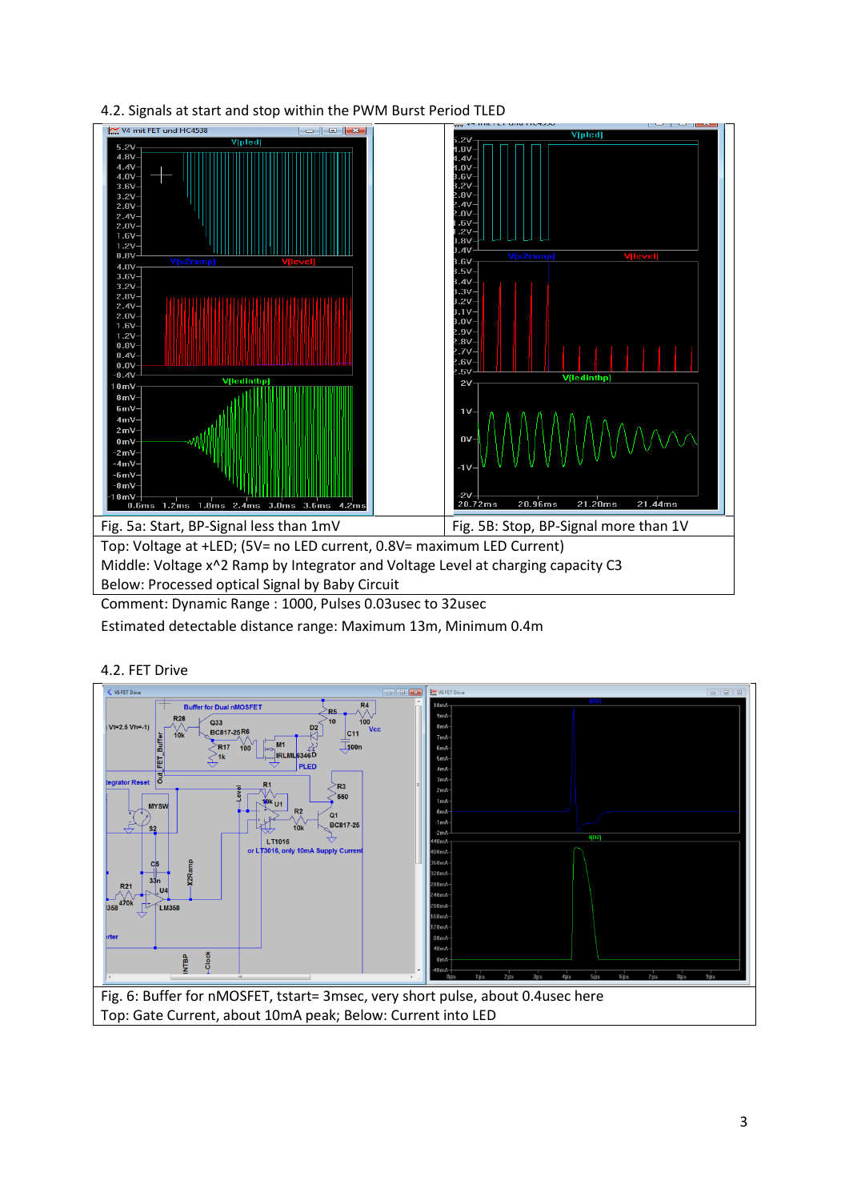4.2. Signals at start and stop within the PWM Burst Period TLED

| Fig. 5a: Start, BP-Signal less than 1mV | Fig. 5B: Stop, BP-Signal more than 1V |
| --- | --- |
| Top: Voltage at +LED; (5V= no LED current, 0.8V= maximum LED Current)<br>Middle: Voltage $x^2$ Ramp by Integrator and Voltage Level at charging capacity C3<br>Below: Processed optical Signal by Baby Circuit | |

Comment: Dynamic Range : 1000, Pulses 0.03usec to 32usec

Estimated detectable distance range: Maximum 13m, Minimum 0.4m

4.2. FET Drive

Fig. 6: Buffer for nMOSFET, tstart= 3msec, very short pulse, about 0.4usec here
Top: Gate Current, about 10mA peak; Below: Current into LED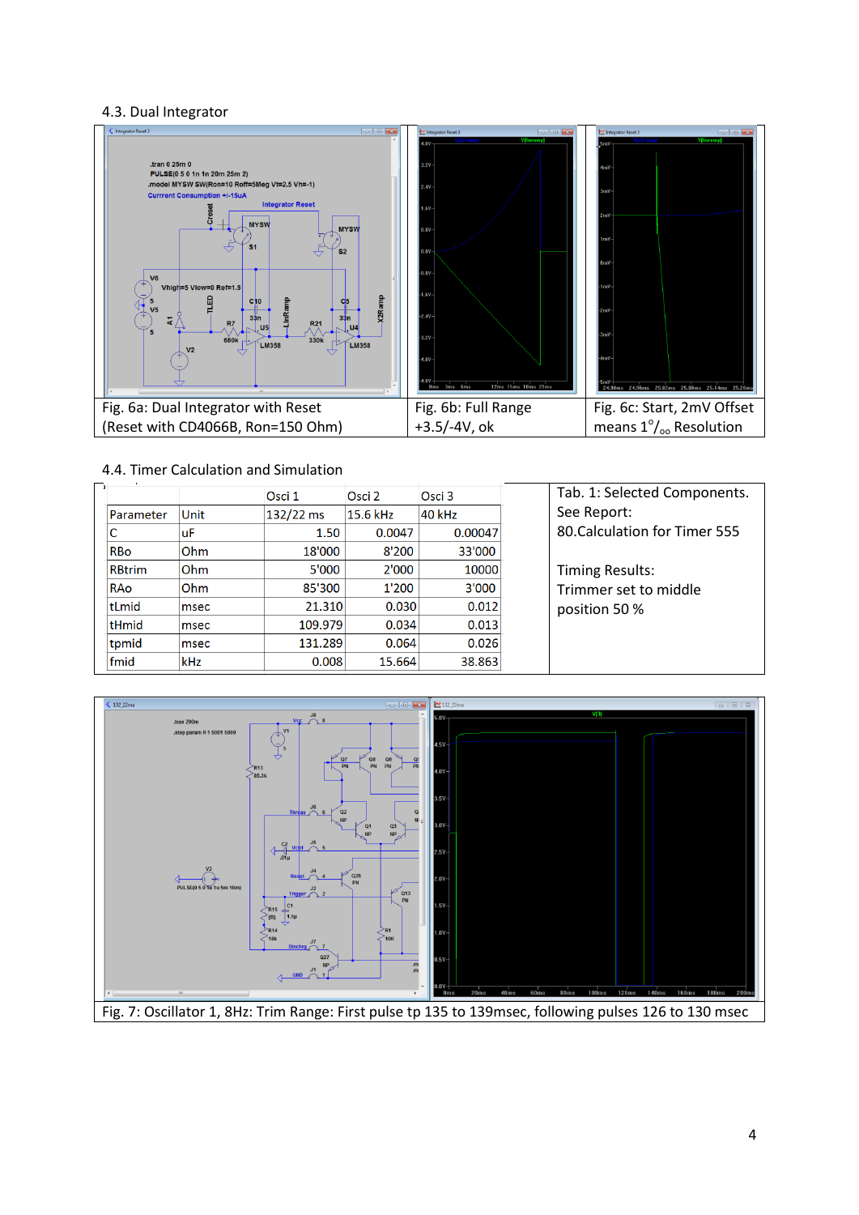### 4.3. Dual Integrator

| Fig. 6a: Dual Integrator with Reset (Reset with CD4066B, Ron=150 Ohm) | Fig. 6b: Full Range +3.5/-4V, ok | Fig. 6c: Start, 2mV Offset means 1°/₀₀ Resolution |
|---|---|---|

### 4.4. Timer Calculation and Simulation

| | | Osci 1 | Osci 2 | Osci 3 |
|---|---|---|---|---|
| Parameter | Unit | 132/22 ms | 15.6 kHz | 40 kHz |
| C | uF | 1.50 | 0.0047 | 0.00047 |
| RBo | Ohm | 18'000 | 8'200 | 33'000 |
| RBtrim | Ohm | 5'000 | 2'000 | 10000 |
| RAo | Ohm | 85'300 | 1'200 | 3'000 |
| tLmid | msec | 21.310 | 0.030 | 0.012 |
| tHmid | msec | 109.979 | 0.034 | 0.013 |
| tpmid | msec | 131.289 | 0.064 | 0.026 |
| fmid | kHz | 0.008 | 15.664 | 38.863 |

Tab. 1: Selected Components. See Report: 80.Calculation for Timer 555

Timing Results: Trimmer set to middle position 50 %

Fig. 7: Oscillator 1, 8Hz: Trim Range: First pulse tp 135 to 139msec, following pulses 126 to 130 msec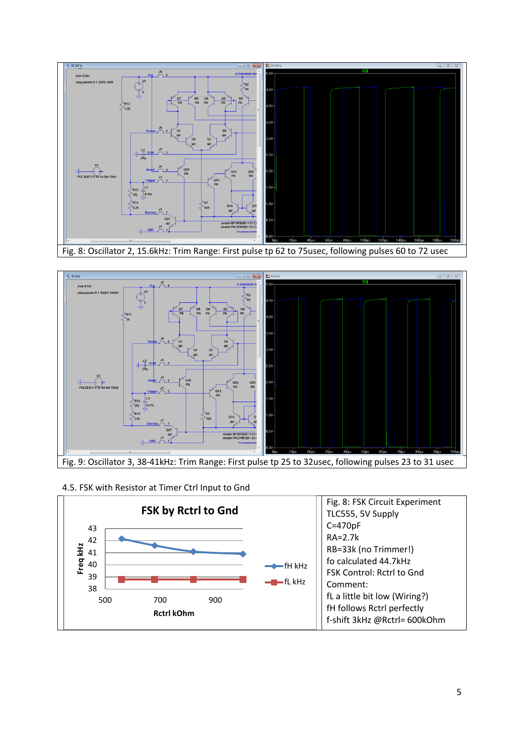Fig. 8: Oscillator 2, 15.6kHz: Trim Range: First pulse tp 62 to 75usec, following pulses 60 to 72 usec

Fig. 9: Oscillator 3, 38-41kHz: Trim Range: First pulse tp 25 to 32usec, following pulses 23 to 31 usec

4.5. FSK with Resistor at Timer Ctrl Input to Gnd

Fig. 8: FSK Circuit Experiment
TLC555, 5V Supply
C=470pF
RA=2.7k
RB=33k (no Trimmer!)
fo calculated 44.7kHz
FSK Control: Rctrl to Gnd
Comment:
fL a little bit low (Wiring?)
fH follows Rctrl perfectly
f-shift 3kHz @Rctrl= 600kOhm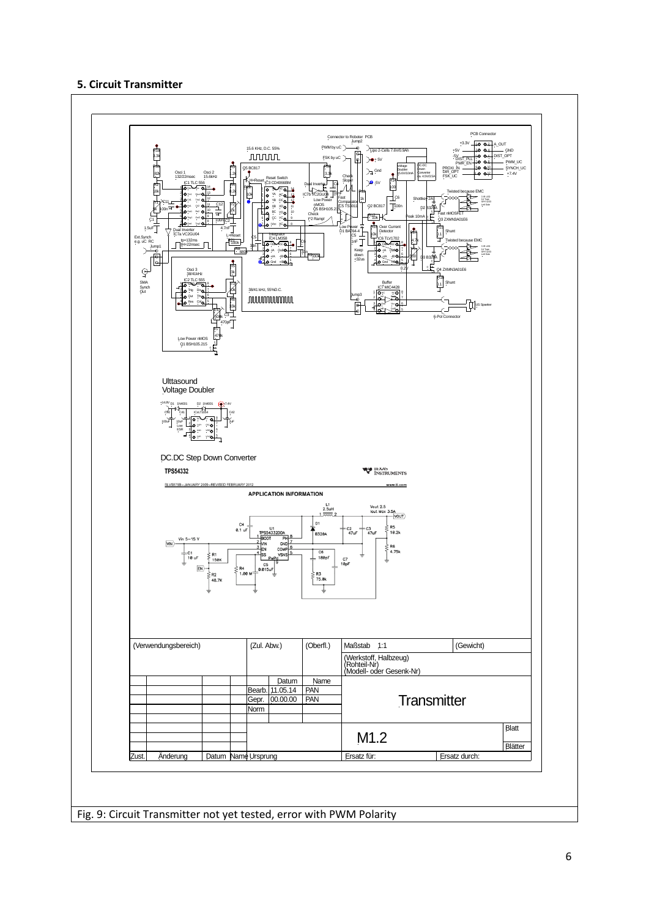## 5. Circuit Transmitter

Fig. 9: Circuit Transmitter not yet tested, error with PWM Polarity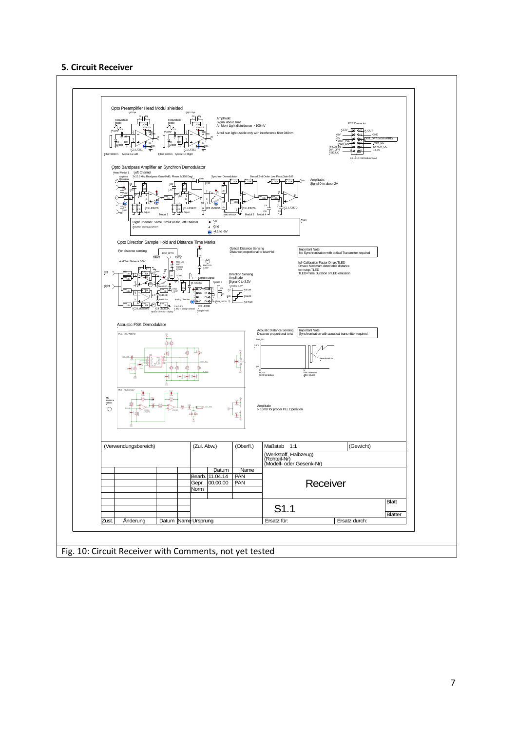## 5. Circuit Receiver

Fig. 10: Circuit Receiver with Comments, not yet tested